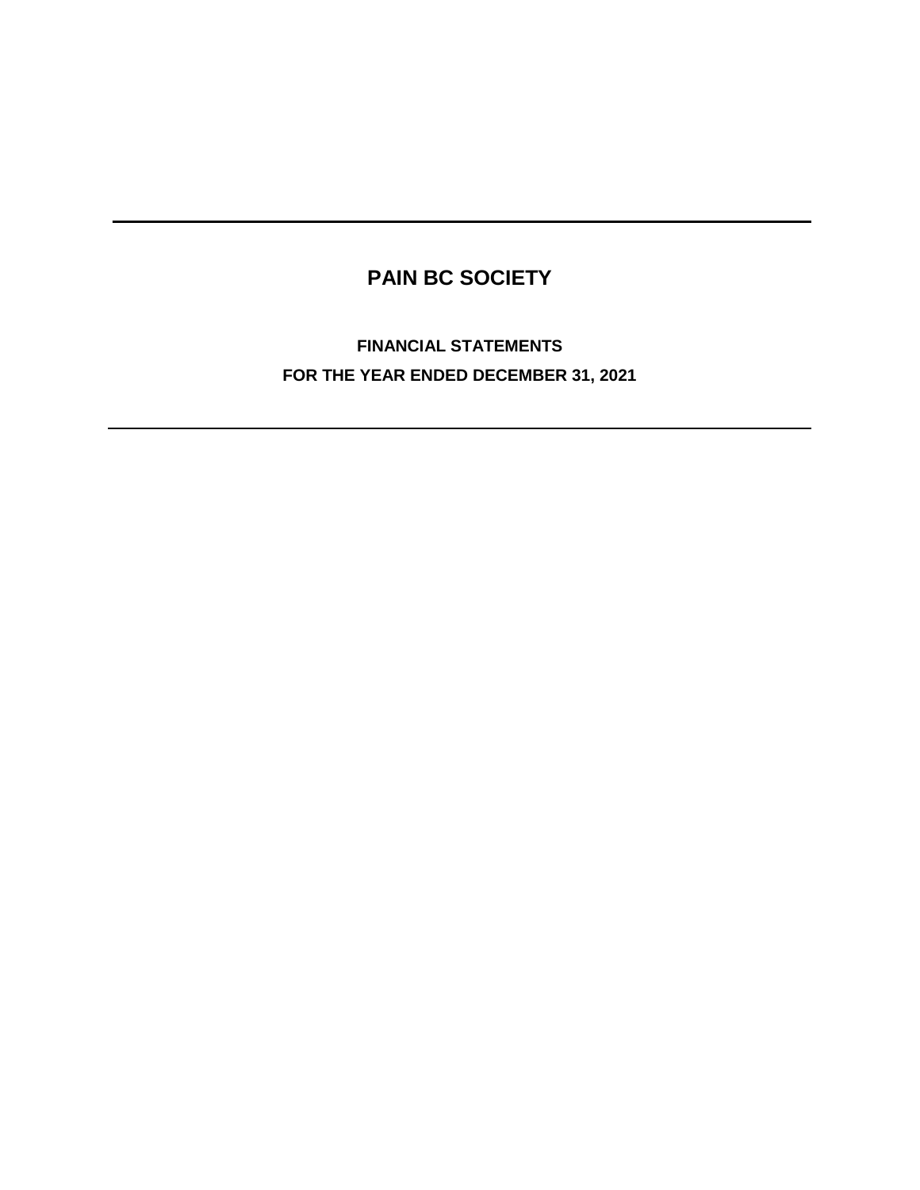# PAIN BC SOCIETY

## FINANCIAL STATEMENTS

## FOR THE YEAR ENDED DECEMBER 31, 2021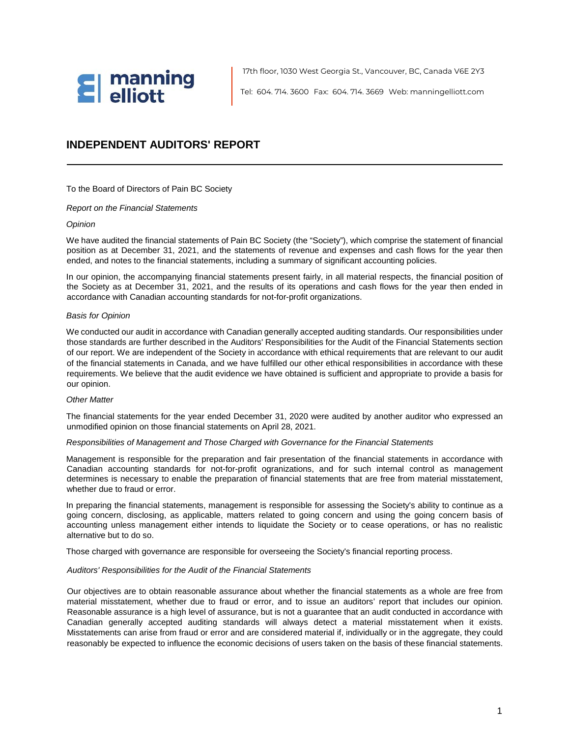manning elliott

17th floor, 1030 West Georgia St., Vancouver, BC, Canada V6E 2Y3

Tel: 604. 714. 3600 Fax: 604. 714. 3669 Web: manningelliott.com

# INDEPENDENT AUDITORS' REPORT

To the Board of Directors of Pain BC Society

*Report on the Financial Statements*

*Opinion*

We have audited the financial statements of Pain BC Society (the "Society"), which comprise the statement of financial position as at December 31, 2021, and the statements of revenue and expenses and cash flows for the year then ended, and notes to the financial statements, including a summary of significant accounting policies.

In our opinion, the accompanying financial statements present fairly, in all material respects, the financial position of the Society as at December 31, 2021, and the results of its operations and cash flows for the year then ended in accordance with Canadian accounting standards for not-for-profit organizations.

*Basis for Opinion*

We conducted our audit in accordance with Canadian generally accepted auditing standards. Our responsibilities under those standards are further described in the Auditors' Responsibilities for the Audit of the Financial Statements section of our report. We are independent of the Society in accordance with ethical requirements that are relevant to our audit of the financial statements in Canada, and we have fulfilled our other ethical responsibilities in accordance with these requirements. We believe that the audit evidence we have obtained is sufficient and appropriate to provide a basis for our opinion.

*Other Matter*

The financial statements for the year ended December 31, 2020 were audited by another auditor who expressed an unmodified opinion on those financial statements on April 28, 2021.

*Responsibilities of Management and Those Charged with Governance for the Financial Statements*

Management is responsible for the preparation and fair presentation of the financial statements in accordance with Canadian accounting standards for not-for-profit ogranizations, and for such internal control as management determines is necessary to enable the preparation of financial statements that are free from material misstatement, whether due to fraud or error.

In preparing the financial statements, management is responsible for assessing the Society's ability to continue as a going concern, disclosing, as applicable, matters related to going concern and using the going concern basis of accounting unless management either intends to liquidate the Society or to cease operations, or has no realistic alternative but to do so.

Those charged with governance are responsible for overseeing the Society's financial reporting process.

*Auditors' Responsibilities for the Audit of the Financial Statements*

Our objectives are to obtain reasonable assurance about whether the financial statements as a whole are free from material misstatement, whether due to fraud or error, and to issue an auditors' report that includes our opinion. Reasonable assurance is a high level of assurance, but is not a guarantee that an audit conducted in accordance with Canadian generally accepted auditing standards will always detect a material misstatement when it exists. Misstatements can arise from fraud or error and are considered material if, individually or in the aggregate, they could reasonably be expected to influence the economic decisions of users taken on the basis of these financial statements.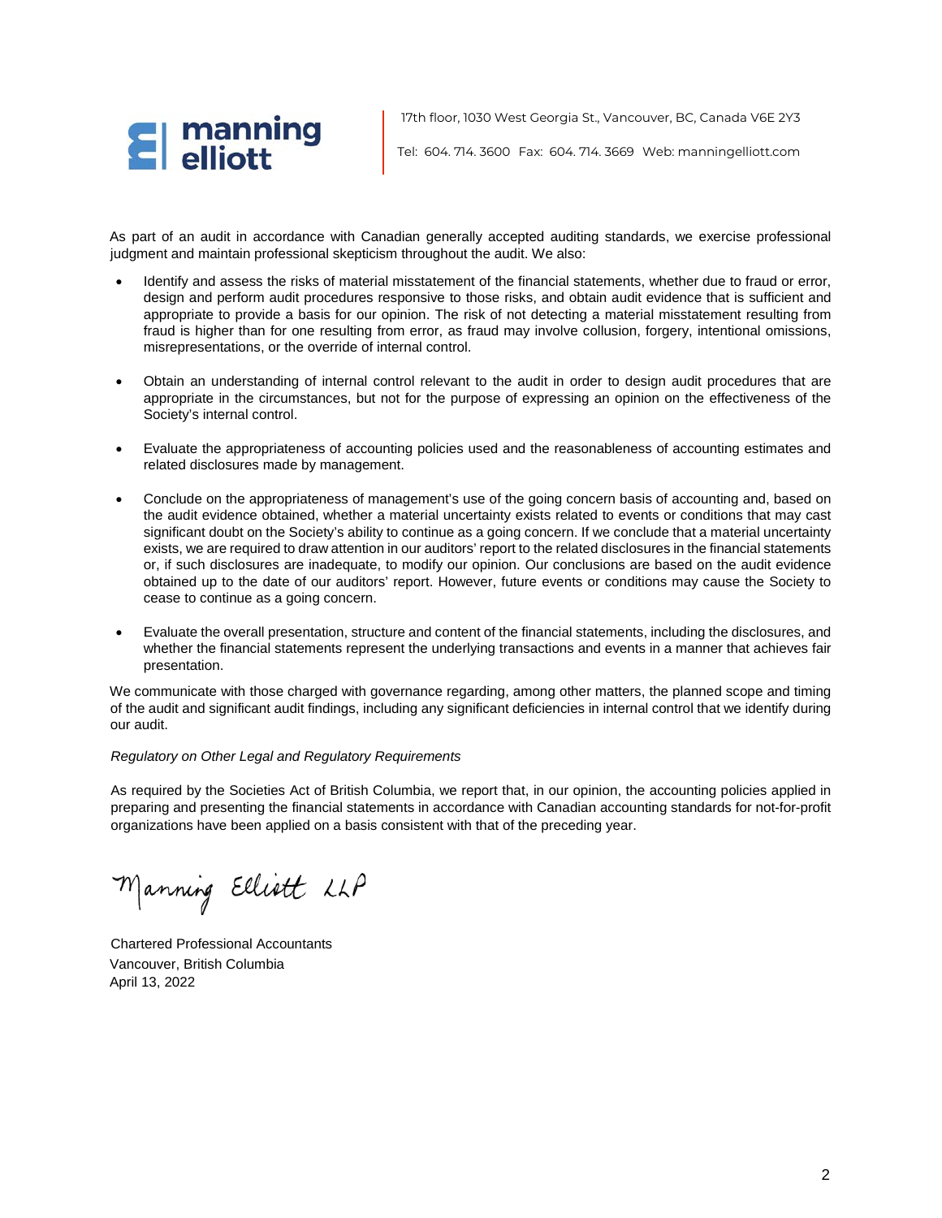As part of an audit in accordance with Canadian generally accepted auditing standards, we exercise professional judgment and maintain professional skepticism throughout the audit. We also:

- Identify and assess the risks of material misstatement of the financial statements, whether due to fraud or error, design and perform audit procedures responsive to those risks, and obtain audit evidence that is sufficient and appropriate to provide a basis for our opinion. The risk of not detecting a material misstatement resulting from fraud is higher than for one resulting from error, as fraud may involve collusion, forgery, intentional omissions, misrepresentations, or the override of internal control.

- Obtain an understanding of internal control relevant to the audit in order to design audit procedures that are appropriate in the circumstances, but not for the purpose of expressing an opinion on the effectiveness of the Society's internal control.

- Evaluate the appropriateness of accounting policies used and the reasonableness of accounting estimates and related disclosures made by management.

- Conclude on the appropriateness of management's use of the going concern basis of accounting and, based on the audit evidence obtained, whether a material uncertainty exists related to events or conditions that may cast significant doubt on the Society's ability to continue as a going concern. If we conclude that a material uncertainty exists, we are required to draw attention in our auditors' report to the related disclosures in the financial statements or, if such disclosures are inadequate, to modify our opinion. Our conclusions are based on the audit evidence obtained up to the date of our auditors' report. However, future events or conditions may cause the Society to cease to continue as a going concern.

- Evaluate the overall presentation, structure and content of the financial statements, including the disclosures, and whether the financial statements represent the underlying transactions and events in a manner that achieves fair presentation.

We communicate with those charged with governance regarding, among other matters, the planned scope and timing of the audit and significant audit findings, including any significant deficiencies in internal control that we identify during our audit.

*Regulatory on Other Legal and Regulatory Requirements*

As required by the Societies Act of British Columbia, we report that, in our opinion, the accounting policies applied in preparing and presenting the financial statements in accordance with Canadian accounting standards for not-for-profit organizations have been applied on a basis consistent with that of the preceding year.

Manning Elliott LLP

Chartered Professional Accountants
Vancouver, British Columbia
April 13, 2022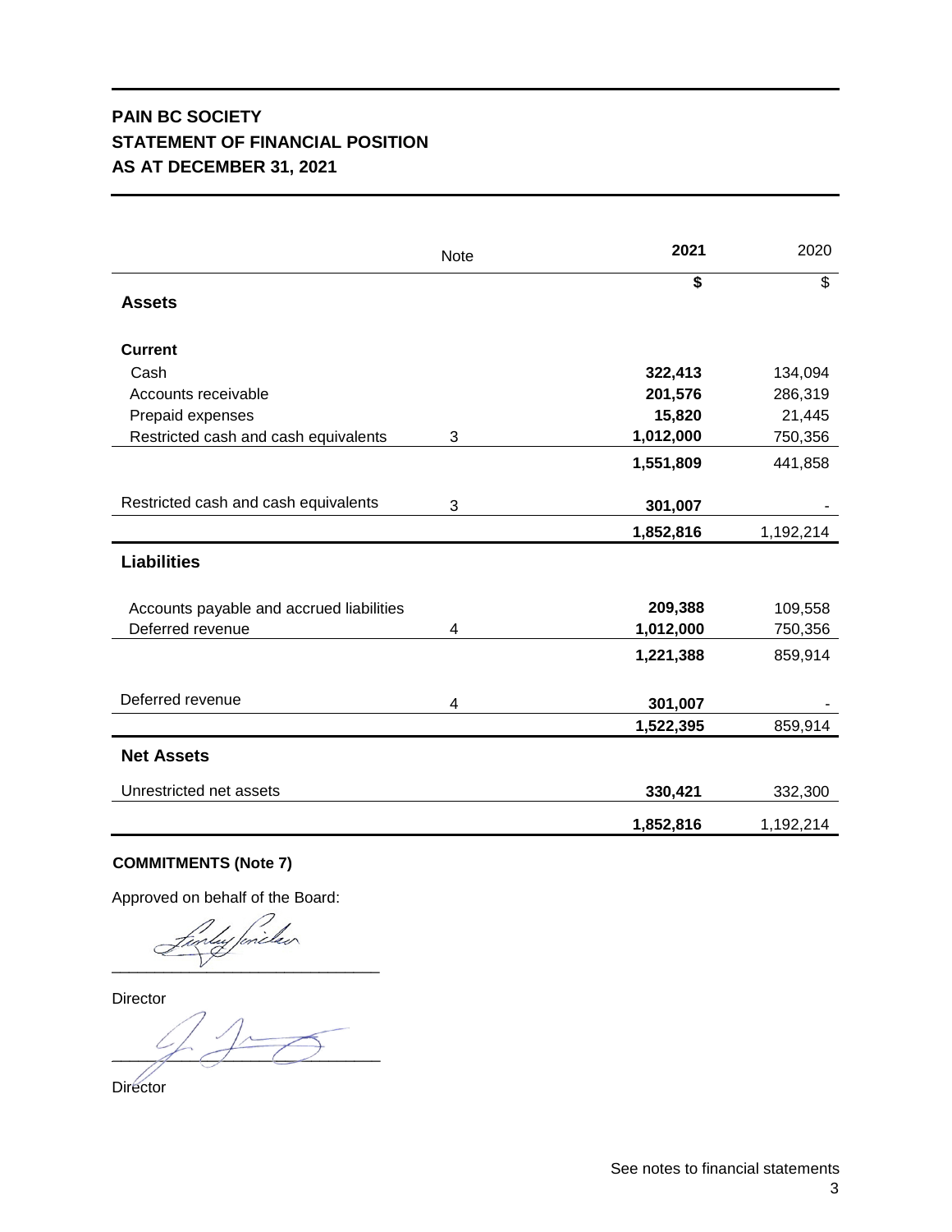# PAIN BC SOCIETY
## STATEMENT OF FINANCIAL POSITION
## AS AT DECEMBER 31, 2021

| | Note | 2021 | 2020 |
|---|---|---|---|
| | | **$** | $ |
| **Assets** | | | |
| **Current** | | | |
| Cash | | **322,413** | 134,094 |
| Accounts receivable | | **201,576** | 286,319 |
| Prepaid expenses | | **15,820** | 21,445 |
| Restricted cash and cash equivalents | 3 | **1,012,000** | 750,356 |
| | | **1,551,809** | 441,858 |
| Restricted cash and cash equivalents | 3 | **301,007** | - |
| | | **1,852,816** | 1,192,214 |
| **Liabilities** | | | |
| Accounts payable and accrued liabilities | | **209,388** | 109,558 |
| Deferred revenue | 4 | **1,012,000** | 750,356 |
| | | **1,221,388** | 859,914 |
| Deferred revenue | 4 | **301,007** | - |
| | | **1,522,395** | 859,914 |
| **Net Assets** | | | |
| Unrestricted net assets | | **330,421** | 332,300 |
| | | **1,852,816** | 1,192,214 |

**COMMITMENTS (Note 7)**

Approved on behalf of the Board:

\_\_\_\_\_\_\_\_\_\_\_\_\_\_\_\_\_\_\_\_\_\_\_\_\_\_\_\_\_\_

Director

\_\_\_\_\_\_\_\_\_\_\_\_\_\_\_\_\_\_\_\_\_\_\_\_\_\_\_\_\_\_

Director

See notes to financial statements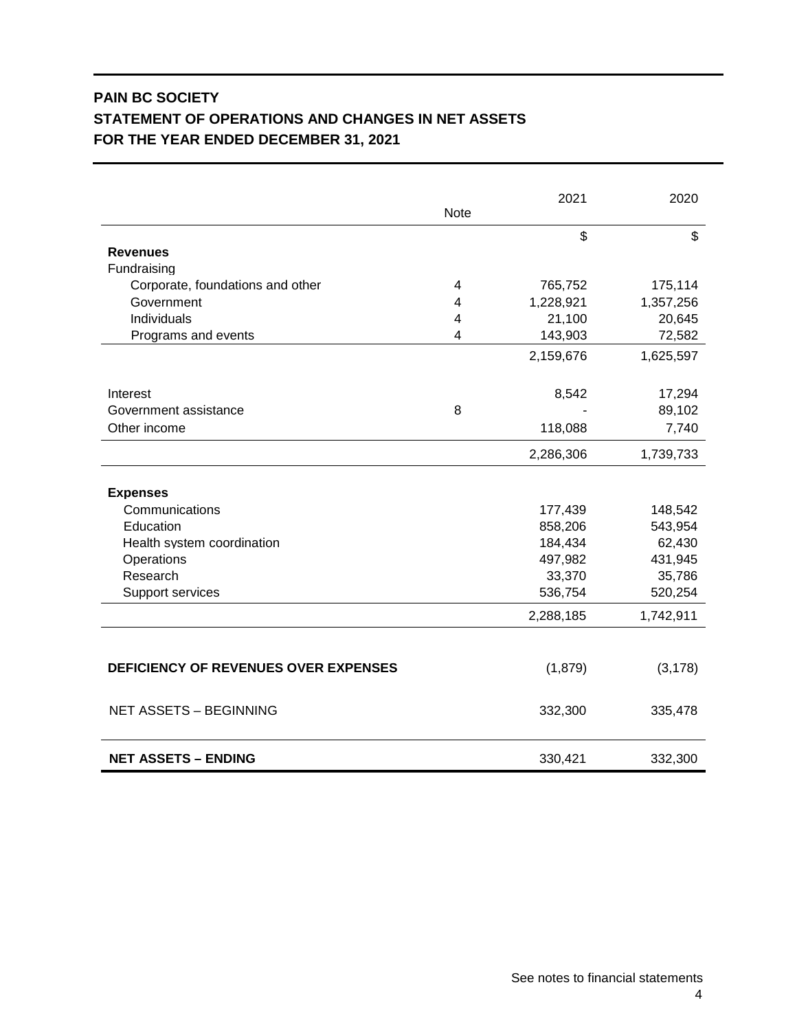# PAIN BC SOCIETY
## STATEMENT OF OPERATIONS AND CHANGES IN NET ASSETS
## FOR THE YEAR ENDED DECEMBER 31, 2021

| | Note | 2021 | 2020 |
|---|---|---|---|
| | | $ | $ |
| **Revenues** | | | |
| Fundraising | | | |
| Corporate, foundations and other | 4 | 765,752 | 175,114 |
| Government | 4 | 1,228,921 | 1,357,256 |
| Individuals | 4 | 21,100 | 20,645 |
| Programs and events | 4 | 143,903 | 72,582 |
| | | 2,159,676 | 1,625,597 |
| Interest | | 8,542 | 17,294 |
| Government assistance | 8 | - | 89,102 |
| Other income | | 118,088 | 7,740 |
| | | 2,286,306 | 1,739,733 |
| **Expenses** | | | |
| Communications | | 177,439 | 148,542 |
| Education | | 858,206 | 543,954 |
| Health system coordination | | 184,434 | 62,430 |
| Operations | | 497,982 | 431,945 |
| Research | | 33,370 | 35,786 |
| Support services | | 536,754 | 520,254 |
| | | 2,288,185 | 1,742,911 |
| **DEFICIENCY OF REVENUES OVER EXPENSES** | | (1,879) | (3,178) |
| NET ASSETS – BEGINNING | | 332,300 | 335,478 |
| **NET ASSETS – ENDING** | | 330,421 | 332,300 |

See notes to financial statements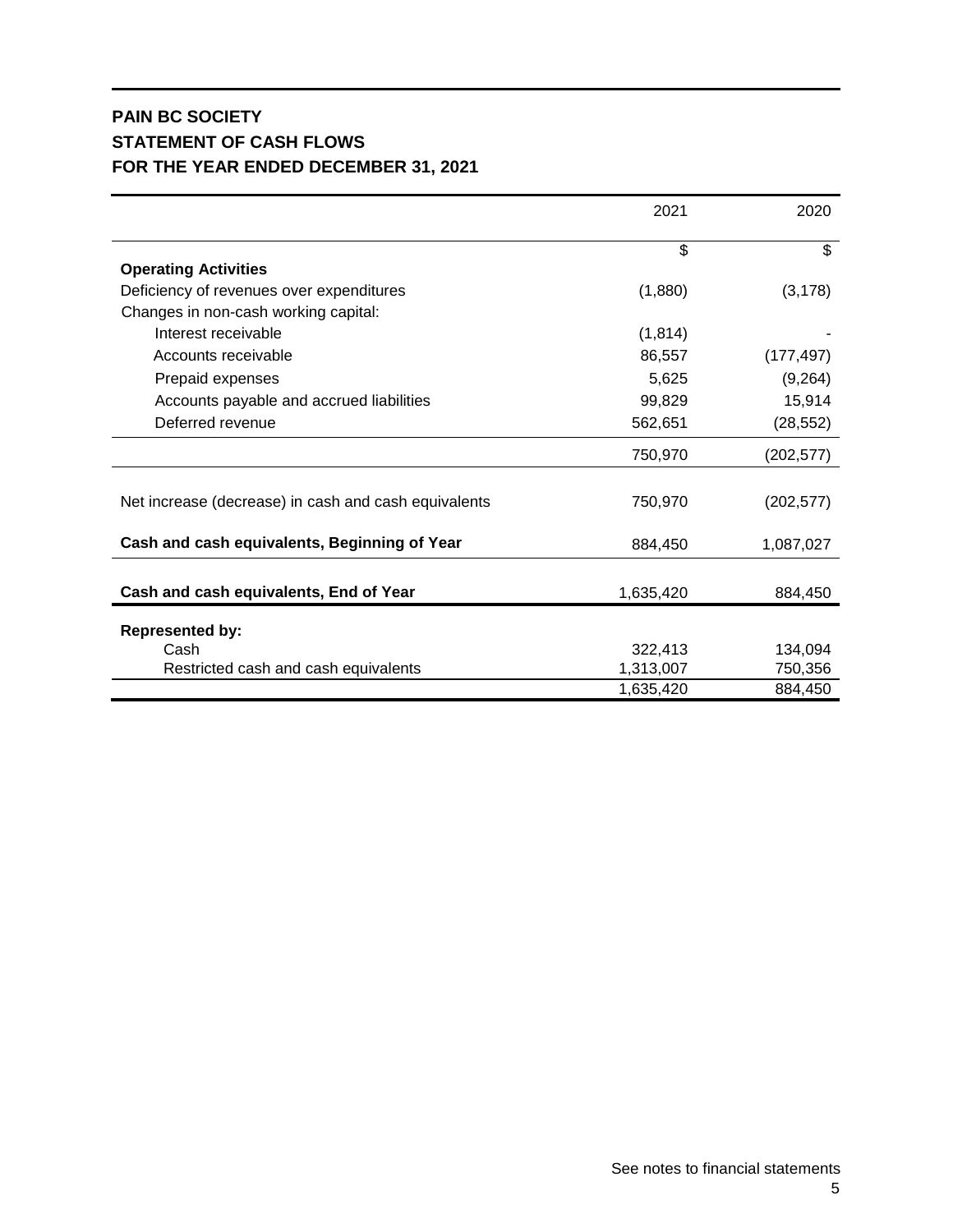**PAIN BC SOCIETY**
**STATEMENT OF CASH FLOWS**
**FOR THE YEAR ENDED DECEMBER 31, 2021**

| | 2021 | 2020 |
|---|---|---|
| | $ | $ |
| **Operating Activities** | | |
| Deficiency of revenues over expenditures | (1,880) | (3,178) |
| Changes in non-cash working capital: | | |
| Interest receivable | (1,814) | - |
| Accounts receivable | 86,557 | (177,497) |
| Prepaid expenses | 5,625 | (9,264) |
| Accounts payable and accrued liabilities | 99,829 | 15,914 |
| Deferred revenue | 562,651 | (28,552) |
| | 750,970 | (202,577) |
| Net increase (decrease) in cash and cash equivalents | 750,970 | (202,577) |
| **Cash and cash equivalents, Beginning of Year** | 884,450 | 1,087,027 |
| **Cash and cash equivalents, End of Year** | 1,635,420 | 884,450 |
| **Represented by:** | | |
| Cash | 322,413 | 134,094 |
| Restricted cash and cash equivalents | 1,313,007 | 750,356 |
| | 1,635,420 | 884,450 |

See notes to financial statements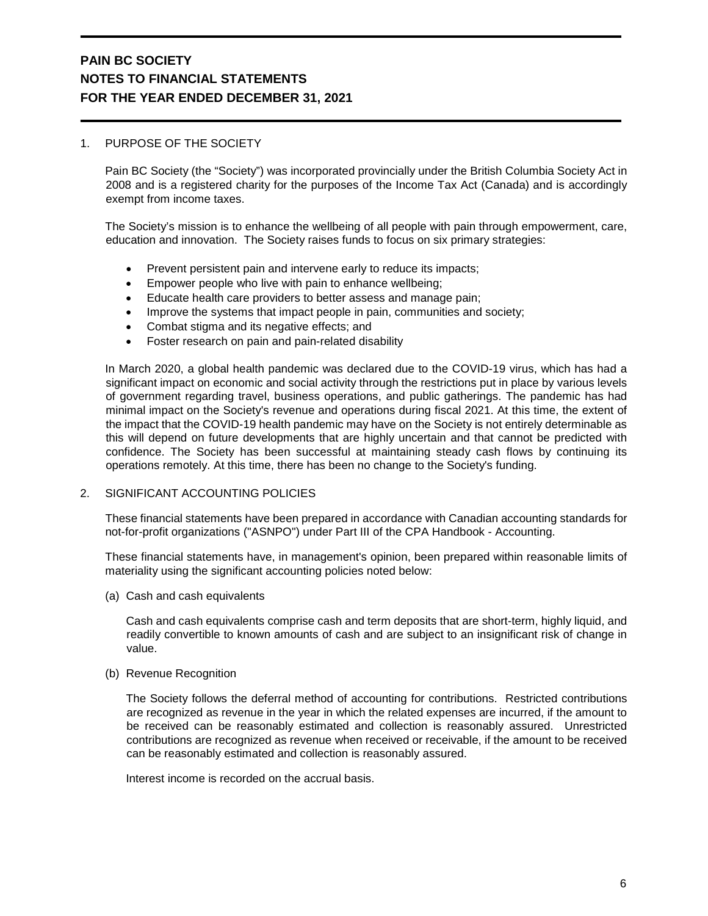# PAIN BC SOCIETY
# NOTES TO FINANCIAL STATEMENTS
# FOR THE YEAR ENDED DECEMBER 31, 2021

1. PURPOSE OF THE SOCIETY

Pain BC Society (the "Society") was incorporated provincially under the British Columbia Society Act in 2008 and is a registered charity for the purposes of the Income Tax Act (Canada) and is accordingly exempt from income taxes.

The Society's mission is to enhance the wellbeing of all people with pain through empowerment, care, education and innovation. The Society raises funds to focus on six primary strategies:

- Prevent persistent pain and intervene early to reduce its impacts;
- Empower people who live with pain to enhance wellbeing;
- Educate health care providers to better assess and manage pain;
- Improve the systems that impact people in pain, communities and society;
- Combat stigma and its negative effects; and
- Foster research on pain and pain-related disability

In March 2020, a global health pandemic was declared due to the COVID-19 virus, which has had a significant impact on economic and social activity through the restrictions put in place by various levels of government regarding travel, business operations, and public gatherings. The pandemic has had minimal impact on the Society's revenue and operations during fiscal 2021. At this time, the extent of the impact that the COVID-19 health pandemic may have on the Society is not entirely determinable as this will depend on future developments that are highly uncertain and that cannot be predicted with confidence. The Society has been successful at maintaining steady cash flows by continuing its operations remotely. At this time, there has been no change to the Society's funding.

2. SIGNIFICANT ACCOUNTING POLICIES

These financial statements have been prepared in accordance with Canadian accounting standards for not-for-profit organizations ("ASNPO") under Part III of the CPA Handbook - Accounting.

These financial statements have, in management's opinion, been prepared within reasonable limits of materiality using the significant accounting policies noted below:

(a) Cash and cash equivalents

Cash and cash equivalents comprise cash and term deposits that are short-term, highly liquid, and readily convertible to known amounts of cash and are subject to an insignificant risk of change in value.

(b) Revenue Recognition

The Society follows the deferral method of accounting for contributions. Restricted contributions are recognized as revenue in the year in which the related expenses are incurred, if the amount to be received can be reasonably estimated and collection is reasonably assured. Unrestricted contributions are recognized as revenue when received or receivable, if the amount to be received can be reasonably estimated and collection is reasonably assured.

Interest income is recorded on the accrual basis.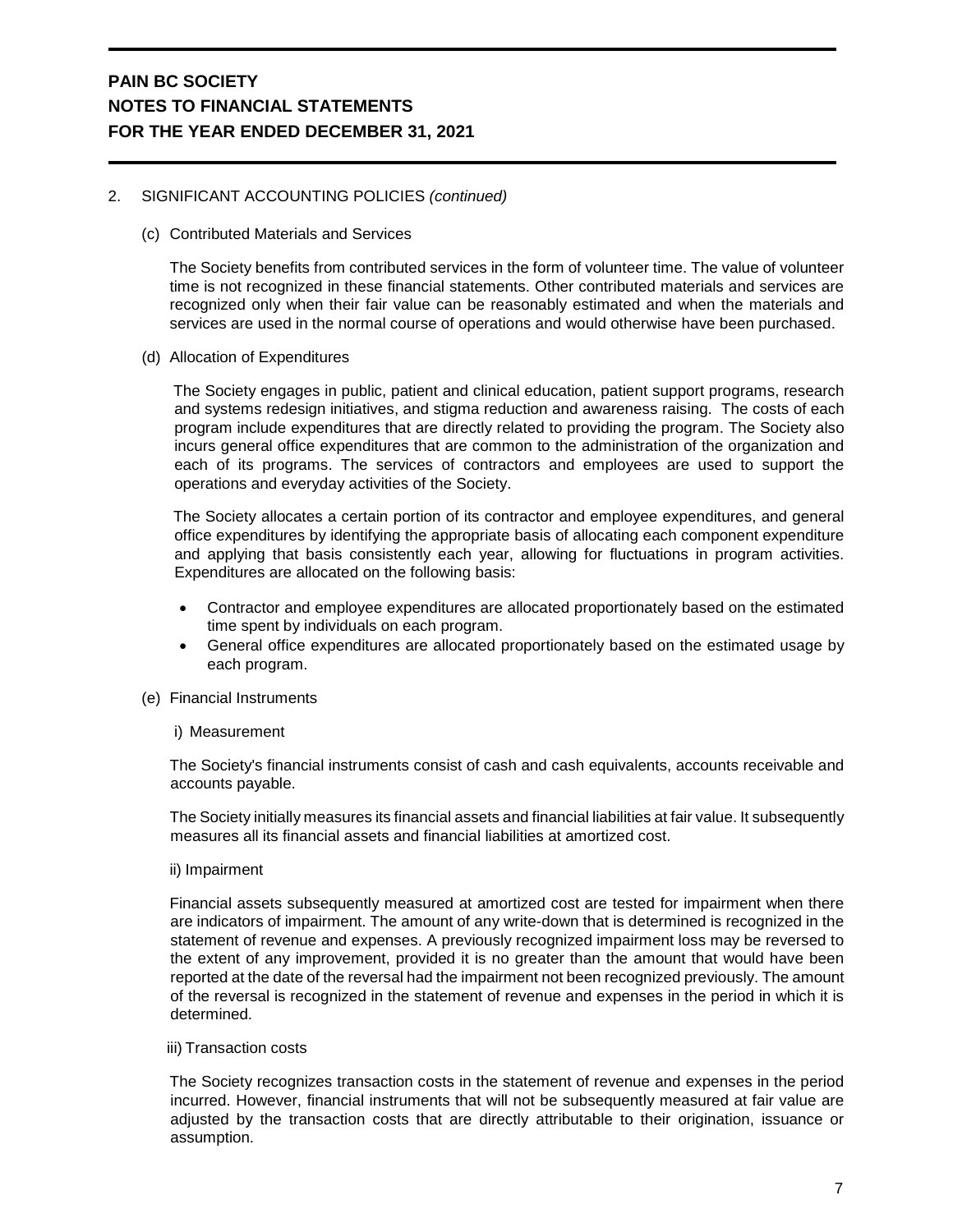# PAIN BC SOCIETY
# NOTES TO FINANCIAL STATEMENTS
# FOR THE YEAR ENDED DECEMBER 31, 2021

2. SIGNIFICANT ACCOUNTING POLICIES *(continued)*

(c) Contributed Materials and Services

The Society benefits from contributed services in the form of volunteer time. The value of volunteer time is not recognized in these financial statements. Other contributed materials and services are recognized only when their fair value can be reasonably estimated and when the materials and services are used in the normal course of operations and would otherwise have been purchased.

(d) Allocation of Expenditures

The Society engages in public, patient and clinical education, patient support programs, research and systems redesign initiatives, and stigma reduction and awareness raising. The costs of each program include expenditures that are directly related to providing the program. The Society also incurs general office expenditures that are common to the administration of the organization and each of its programs. The services of contractors and employees are used to support the operations and everyday activities of the Society.

The Society allocates a certain portion of its contractor and employee expenditures, and general office expenditures by identifying the appropriate basis of allocating each component expenditure and applying that basis consistently each year, allowing for fluctuations in program activities. Expenditures are allocated on the following basis:

- Contractor and employee expenditures are allocated proportionately based on the estimated time spent by individuals on each program.
- General office expenditures are allocated proportionately based on the estimated usage by each program.

(e) Financial Instruments

i) Measurement

The Society's financial instruments consist of cash and cash equivalents, accounts receivable and accounts payable.

The Society initially measures its financial assets and financial liabilities at fair value. It subsequently measures all its financial assets and financial liabilities at amortized cost.

ii) Impairment

Financial assets subsequently measured at amortized cost are tested for impairment when there are indicators of impairment. The amount of any write-down that is determined is recognized in the statement of revenue and expenses. A previously recognized impairment loss may be reversed to the extent of any improvement, provided it is no greater than the amount that would have been reported at the date of the reversal had the impairment not been recognized previously. The amount of the reversal is recognized in the statement of revenue and expenses in the period in which it is determined.

iii) Transaction costs

The Society recognizes transaction costs in the statement of revenue and expenses in the period incurred. However, financial instruments that will not be subsequently measured at fair value are adjusted by the transaction costs that are directly attributable to their origination, issuance or assumption.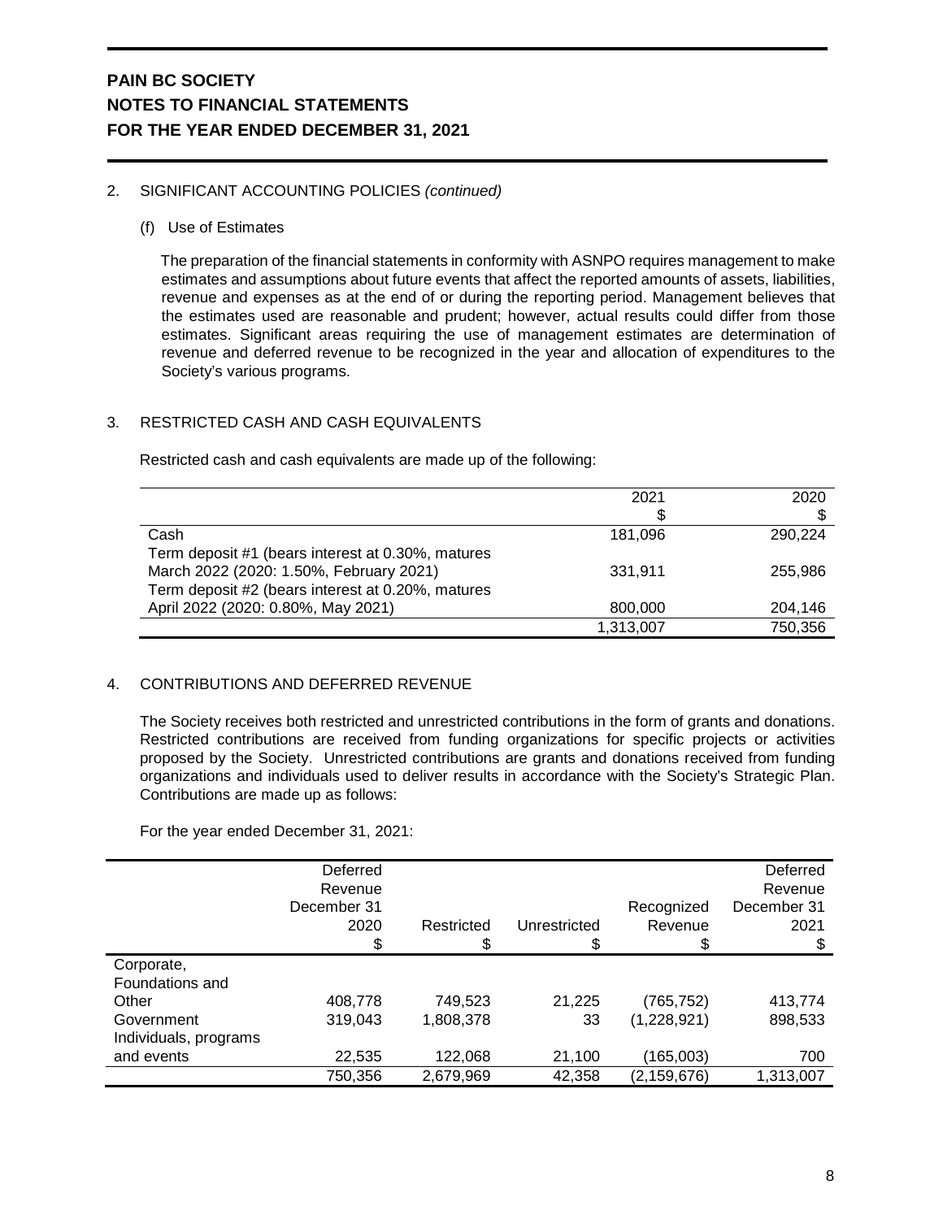# PAIN BC SOCIETY
# NOTES TO FINANCIAL STATEMENTS
# FOR THE YEAR ENDED DECEMBER 31, 2021

2. SIGNIFICANT ACCOUNTING POLICIES *(continued)*

   (f) Use of Estimates

   The preparation of the financial statements in conformity with ASNPO requires management to make estimates and assumptions about future events that affect the reported amounts of assets, liabilities, revenue and expenses as at the end of or during the reporting period. Management believes that the estimates used are reasonable and prudent; however, actual results could differ from those estimates. Significant areas requiring the use of management estimates are determination of revenue and deferred revenue to be recognized in the year and allocation of expenditures to the Society's various programs.

3. RESTRICTED CASH AND CASH EQUIVALENTS

   Restricted cash and cash equivalents are made up of the following:

| | 2021<br>$ | 2020<br>$ |
|---|---|---|
| Cash | 181,096 | 290,224 |
| Term deposit #1 (bears interest at 0.30%, matures March 2022 (2020: 1.50%, February 2021) | 331,911 | 255,986 |
| Term deposit #2 (bears interest at 0.20%, matures April 2022 (2020: 0.80%, May 2021) | 800,000 | 204,146 |
| | 1,313,007 | 750,356 |

4. CONTRIBUTIONS AND DEFERRED REVENUE

   The Society receives both restricted and unrestricted contributions in the form of grants and donations. Restricted contributions are received from funding organizations for specific projects or activities proposed by the Society. Unrestricted contributions are grants and donations received from funding organizations and individuals used to deliver results in accordance with the Society's Strategic Plan. Contributions are made up as follows:

   For the year ended December 31, 2021:

| | Deferred Revenue December 31 2020<br>$ | Restricted<br>$ | Unrestricted<br>$ | Recognized Revenue<br>$ | Deferred Revenue December 31 2021<br>$ |
|---|---|---|---|---|---|
| Corporate, Foundations and Other | 408,778 | 749,523 | 21,225 | (765,752) | 413,774 |
| Government | 319,043 | 1,808,378 | 33 | (1,228,921) | 898,533 |
| Individuals, programs and events | 22,535 | 122,068 | 21,100 | (165,003) | 700 |
| | 750,356 | 2,679,969 | 42,358 | (2,159,676) | 1,313,007 |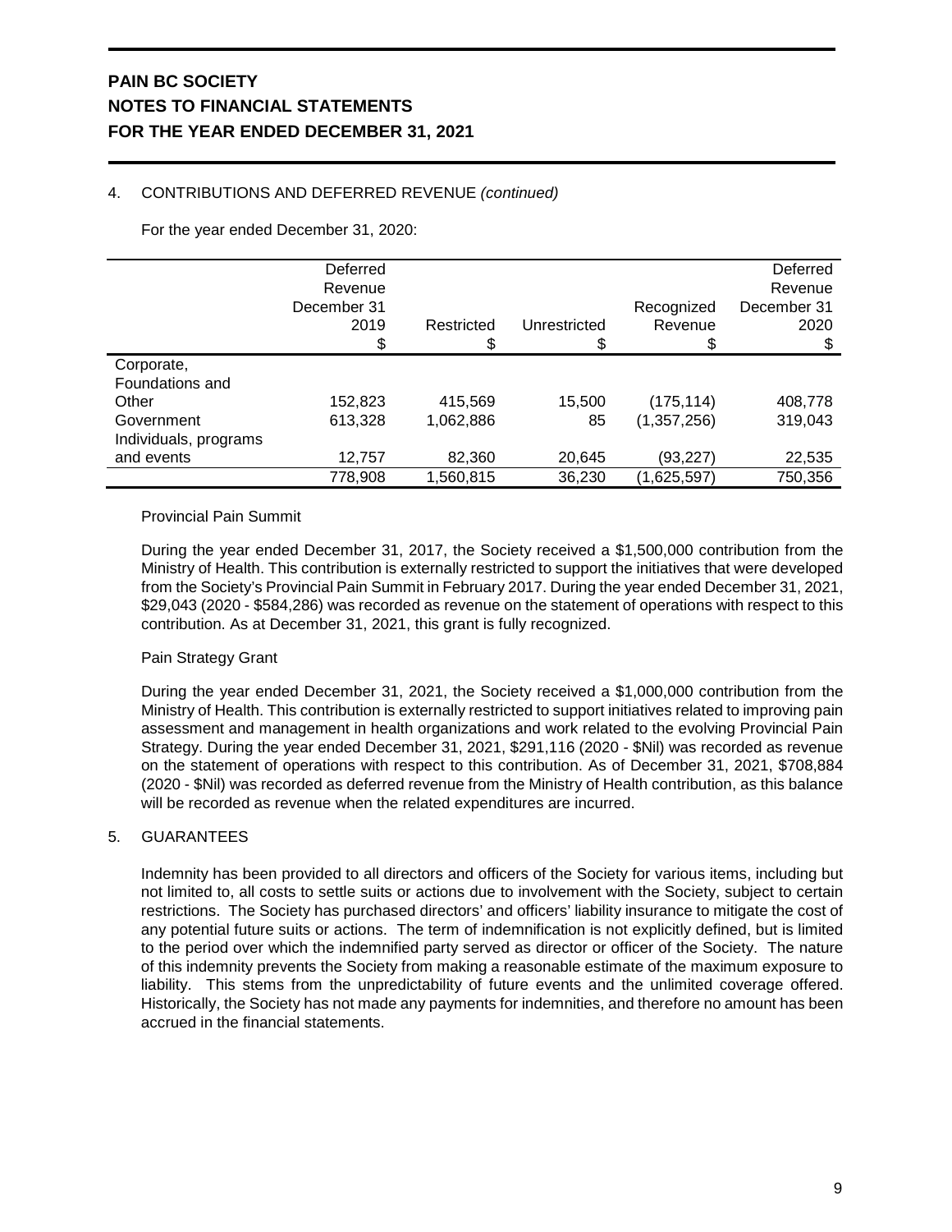**PAIN BC SOCIETY**
**NOTES TO FINANCIAL STATEMENTS**
**FOR THE YEAR ENDED DECEMBER 31, 2021**

4. CONTRIBUTIONS AND DEFERRED REVENUE *(continued)*

For the year ended December 31, 2020:

| | Deferred Revenue December 31 2019 $ | Restricted $ | Unrestricted $ | Recognized Revenue $ | Deferred Revenue December 31 2020 $ |
|---|---|---|---|---|---|
| Corporate, Foundations and Other | 152,823 | 415,569 | 15,500 | (175,114) | 408,778 |
| Government | 613,328 | 1,062,886 | 85 | (1,357,256) | 319,043 |
| Individuals, programs and events | 12,757 | 82,360 | 20,645 | (93,227) | 22,535 |
| | 778,908 | 1,560,815 | 36,230 | (1,625,597) | 750,356 |

Provincial Pain Summit

During the year ended December 31, 2017, the Society received a $1,500,000 contribution from the Ministry of Health. This contribution is externally restricted to support the initiatives that were developed from the Society's Provincial Pain Summit in February 2017. During the year ended December 31, 2021, $29,043 (2020 - $584,286) was recorded as revenue on the statement of operations with respect to this contribution. As at December 31, 2021, this grant is fully recognized.

Pain Strategy Grant

During the year ended December 31, 2021, the Society received a $1,000,000 contribution from the Ministry of Health. This contribution is externally restricted to support initiatives related to improving pain assessment and management in health organizations and work related to the evolving Provincial Pain Strategy. During the year ended December 31, 2021, $291,116 (2020 - $Nil) was recorded as revenue on the statement of operations with respect to this contribution. As of December 31, 2021, $708,884 (2020 - $Nil) was recorded as deferred revenue from the Ministry of Health contribution, as this balance will be recorded as revenue when the related expenditures are incurred.

5. GUARANTEES

Indemnity has been provided to all directors and officers of the Society for various items, including but not limited to, all costs to settle suits or actions due to involvement with the Society, subject to certain restrictions. The Society has purchased directors' and officers' liability insurance to mitigate the cost of any potential future suits or actions. The term of indemnification is not explicitly defined, but is limited to the period over which the indemnified party served as director or officer of the Society. The nature of this indemnity prevents the Society from making a reasonable estimate of the maximum exposure to liability. This stems from the unpredictability of future events and the unlimited coverage offered. Historically, the Society has not made any payments for indemnities, and therefore no amount has been accrued in the financial statements.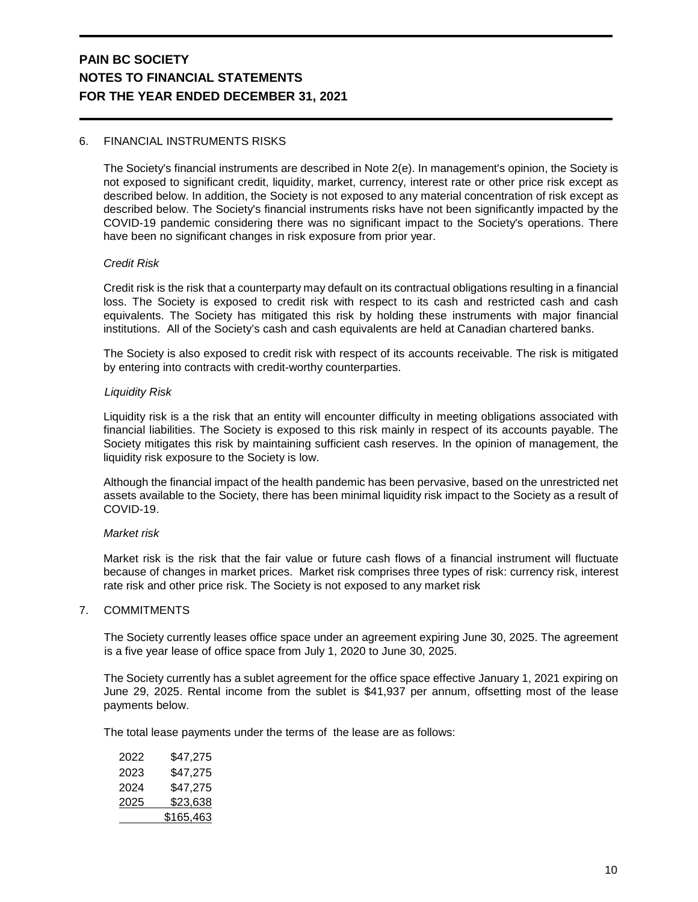# PAIN BC SOCIETY
## NOTES TO FINANCIAL STATEMENTS
## FOR THE YEAR ENDED DECEMBER 31, 2021

6. FINANCIAL INSTRUMENTS RISKS

The Society's financial instruments are described in Note 2(e). In management's opinion, the Society is not exposed to significant credit, liquidity, market, currency, interest rate or other price risk except as described below. In addition, the Society is not exposed to any material concentration of risk except as described below. The Society's financial instruments risks have not been significantly impacted by the COVID-19 pandemic considering there was no significant impact to the Society's operations. There have been no significant changes in risk exposure from prior year.

*Credit Risk*

Credit risk is the risk that a counterparty may default on its contractual obligations resulting in a financial loss. The Society is exposed to credit risk with respect to its cash and restricted cash and cash equivalents. The Society has mitigated this risk by holding these instruments with major financial institutions. All of the Society's cash and cash equivalents are held at Canadian chartered banks.

The Society is also exposed to credit risk with respect of its accounts receivable. The risk is mitigated by entering into contracts with credit-worthy counterparties.

*Liquidity Risk*

Liquidity risk is a the risk that an entity will encounter difficulty in meeting obligations associated with financial liabilities. The Society is exposed to this risk mainly in respect of its accounts payable. The Society mitigates this risk by maintaining sufficient cash reserves. In the opinion of management, the liquidity risk exposure to the Society is low.

Although the financial impact of the health pandemic has been pervasive, based on the unrestricted net assets available to the Society, there has been minimal liquidity risk impact to the Society as a result of COVID-19.

*Market risk*

Market risk is the risk that the fair value or future cash flows of a financial instrument will fluctuate because of changes in market prices. Market risk comprises three types of risk: currency risk, interest rate risk and other price risk. The Society is not exposed to any market risk

7. COMMITMENTS

The Society currently leases office space under an agreement expiring June 30, 2025. The agreement is a five year lease of office space from July 1, 2020 to June 30, 2025.

The Society currently has a sublet agreement for the office space effective January 1, 2021 expiring on June 29, 2025. Rental income from the sublet is $41,937 per annum, offsetting most of the lease payments below.

The total lease payments under the terms of the lease are as follows:

| | |
|---|---|
| 2022 | $47,275 |
| 2023 | $47,275 |
| 2024 | $47,275 |
| 2025 | $23,638 |
| | $165,463 |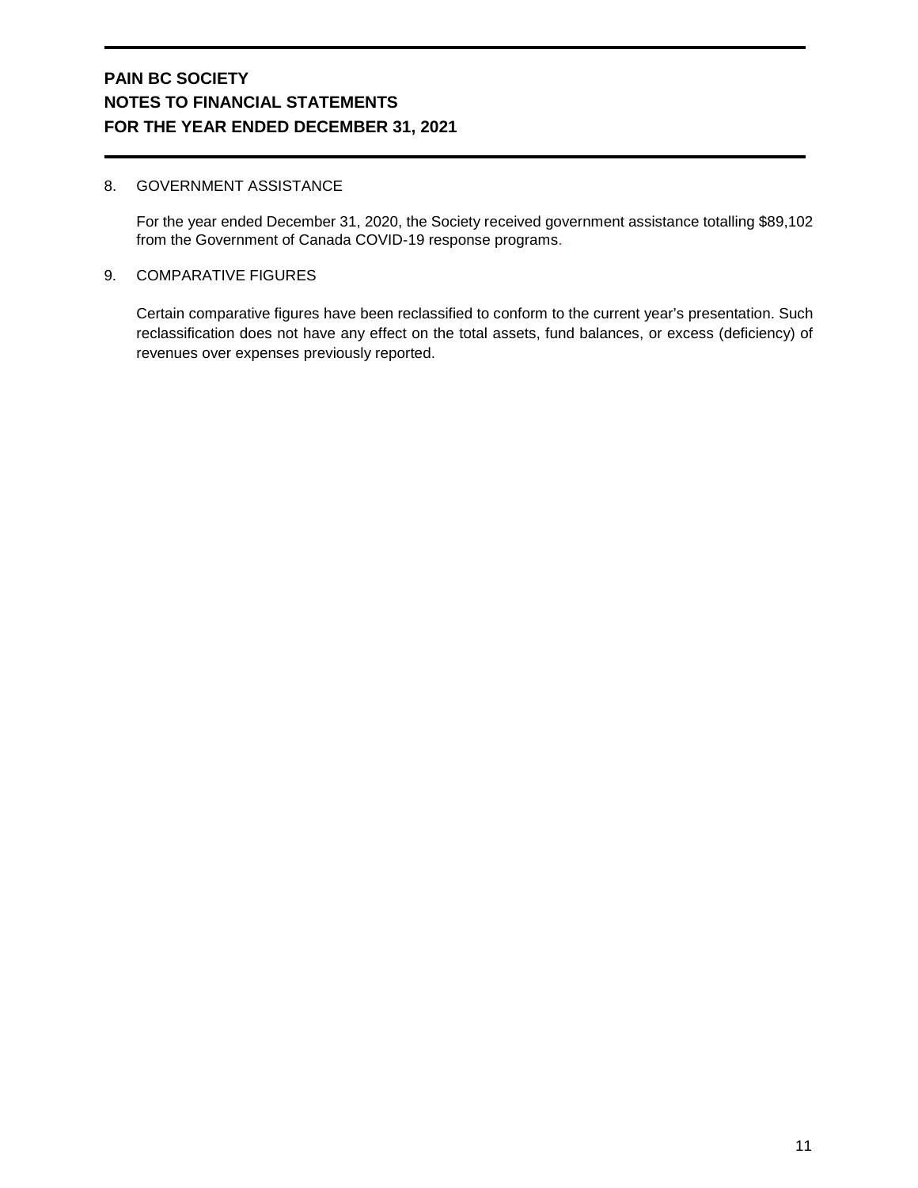**PAIN BC SOCIETY**
**NOTES TO FINANCIAL STATEMENTS**
**FOR THE YEAR ENDED DECEMBER 31, 2021**

8. GOVERNMENT ASSISTANCE

For the year ended December 31, 2020, the Society received government assistance totalling $89,102 from the Government of Canada COVID-19 response programs.

9. COMPARATIVE FIGURES

Certain comparative figures have been reclassified to conform to the current year's presentation. Such reclassification does not have any effect on the total assets, fund balances, or excess (deficiency) of revenues over expenses previously reported.